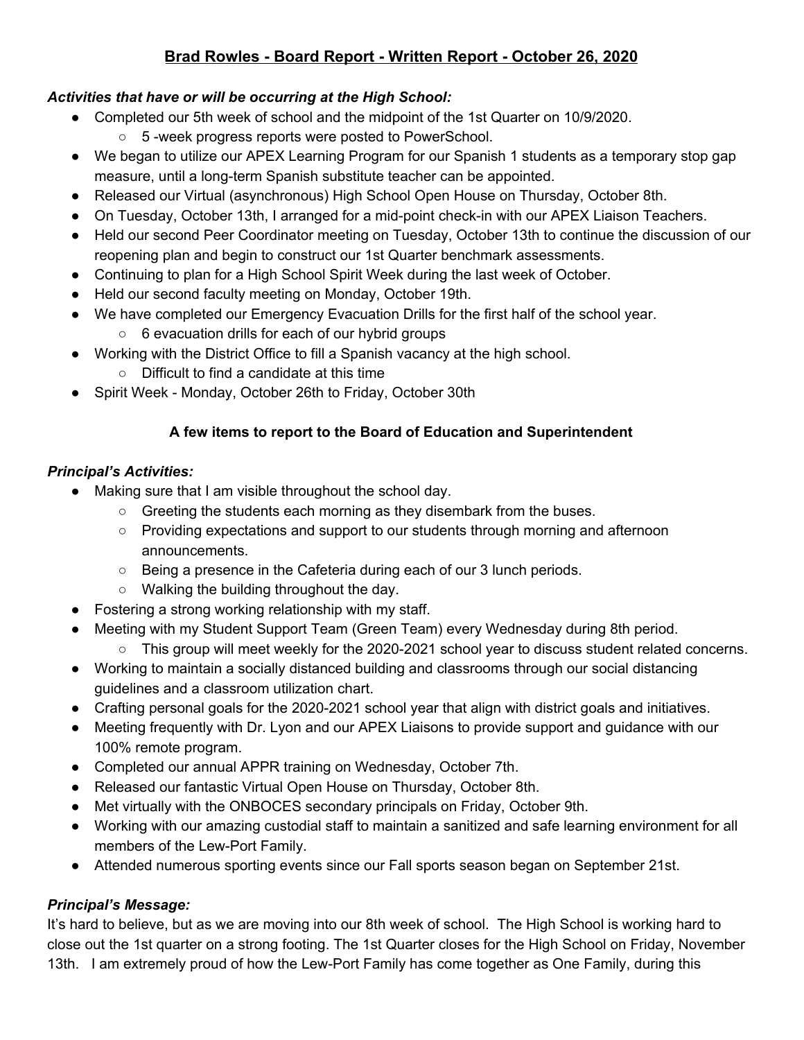# **Brad Rowles - Board Report - Written Report - October 26, 2020**

***Activities that have or will be occurring at the High School:***

- Completed our 5th week of school and the midpoint of the 1st Quarter on 10/9/2020.
  - 5 -week progress reports were posted to PowerSchool.
- We began to utilize our APEX Learning Program for our Spanish 1 students as a temporary stop gap measure, until a long-term Spanish substitute teacher can be appointed.
- Released our Virtual (asynchronous) High School Open House on Thursday, October 8th.
- On Tuesday, October 13th, I arranged for a mid-point check-in with our APEX Liaison Teachers.
- Held our second Peer Coordinator meeting on Tuesday, October 13th to continue the discussion of our reopening plan and begin to construct our 1st Quarter benchmark assessments.
- Continuing to plan for a High School Spirit Week during the last week of October.
- Held our second faculty meeting on Monday, October 19th.
- We have completed our Emergency Evacuation Drills for the first half of the school year.
  - 6 evacuation drills for each of our hybrid groups
- Working with the District Office to fill a Spanish vacancy at the high school.
  - Difficult to find a candidate at this time
- Spirit Week - Monday, October 26th to Friday, October 30th

**A few items to report to the Board of Education and Superintendent**

***Principal's Activities:***

- Making sure that I am visible throughout the school day.
  - Greeting the students each morning as they disembark from the buses.
  - Providing expectations and support to our students through morning and afternoon announcements.
  - Being a presence in the Cafeteria during each of our 3 lunch periods.
  - Walking the building throughout the day.
- Fostering a strong working relationship with my staff.
- Meeting with my Student Support Team (Green Team) every Wednesday during 8th period.
  - This group will meet weekly for the 2020-2021 school year to discuss student related concerns.
- Working to maintain a socially distanced building and classrooms through our social distancing guidelines and a classroom utilization chart.
- Crafting personal goals for the 2020-2021 school year that align with district goals and initiatives.
- Meeting frequently with Dr. Lyon and our APEX Liaisons to provide support and guidance with our 100% remote program.
- Completed our annual APPR training on Wednesday, October 7th.
- Released our fantastic Virtual Open House on Thursday, October 8th.
- Met virtually with the ONBOCES secondary principals on Friday, October 9th.
- Working with our amazing custodial staff to maintain a sanitized and safe learning environment for all members of the Lew-Port Family.
- Attended numerous sporting events since our Fall sports season began on September 21st.

***Principal's Message:***

It's hard to believe, but as we are moving into our 8th week of school. The High School is working hard to close out the 1st quarter on a strong footing. The 1st Quarter closes for the High School on Friday, November 13th. I am extremely proud of how the Lew-Port Family has come together as One Family, during this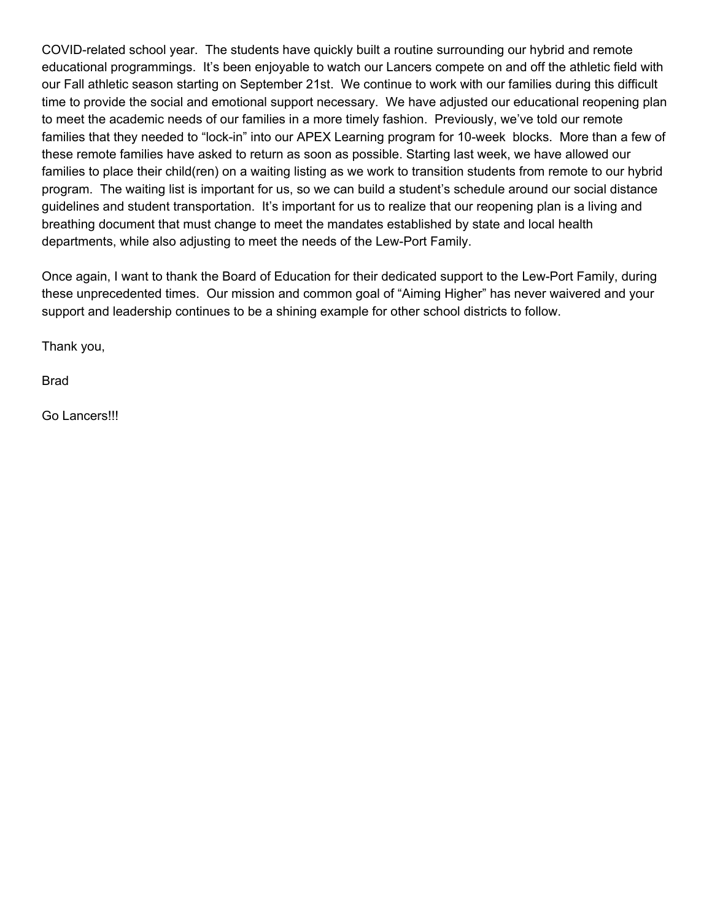COVID-related school year. The students have quickly built a routine surrounding our hybrid and remote educational programmings. It's been enjoyable to watch our Lancers compete on and off the athletic field with our Fall athletic season starting on September 21st. We continue to work with our families during this difficult time to provide the social and emotional support necessary. We have adjusted our educational reopening plan to meet the academic needs of our families in a more timely fashion. Previously, we've told our remote families that they needed to "lock-in" into our APEX Learning program for 10-week blocks. More than a few of these remote families have asked to return as soon as possible. Starting last week, we have allowed our families to place their child(ren) on a waiting listing as we work to transition students from remote to our hybrid program. The waiting list is important for us, so we can build a student's schedule around our social distance guidelines and student transportation. It's important for us to realize that our reopening plan is a living and breathing document that must change to meet the mandates established by state and local health departments, while also adjusting to meet the needs of the Lew-Port Family.

Once again, I want to thank the Board of Education for their dedicated support to the Lew-Port Family, during these unprecedented times. Our mission and common goal of "Aiming Higher" has never waivered and your support and leadership continues to be a shining example for other school districts to follow.

Thank you,

Brad

Go Lancers!!!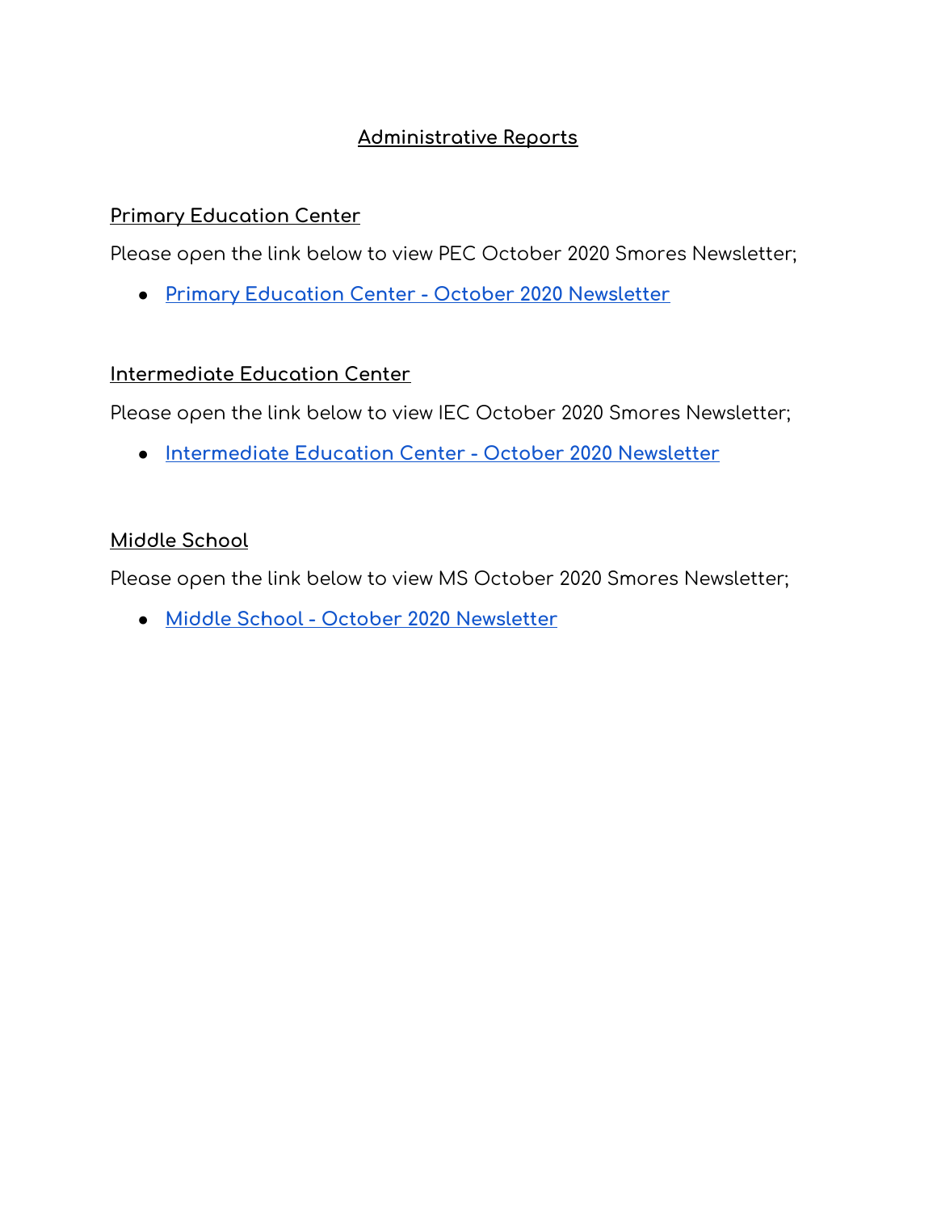# Administrative Reports

## Primary Education Center

Please open the link below to view PEC October 2020 Smores Newsletter;

- Primary Education Center - October 2020 Newsletter

## Intermediate Education Center

Please open the link below to view IEC October 2020 Smores Newsletter;

- Intermediate Education Center - October 2020 Newsletter

## Middle School

Please open the link below to view MS October 2020 Smores Newsletter;

- Middle School - October 2020 Newsletter